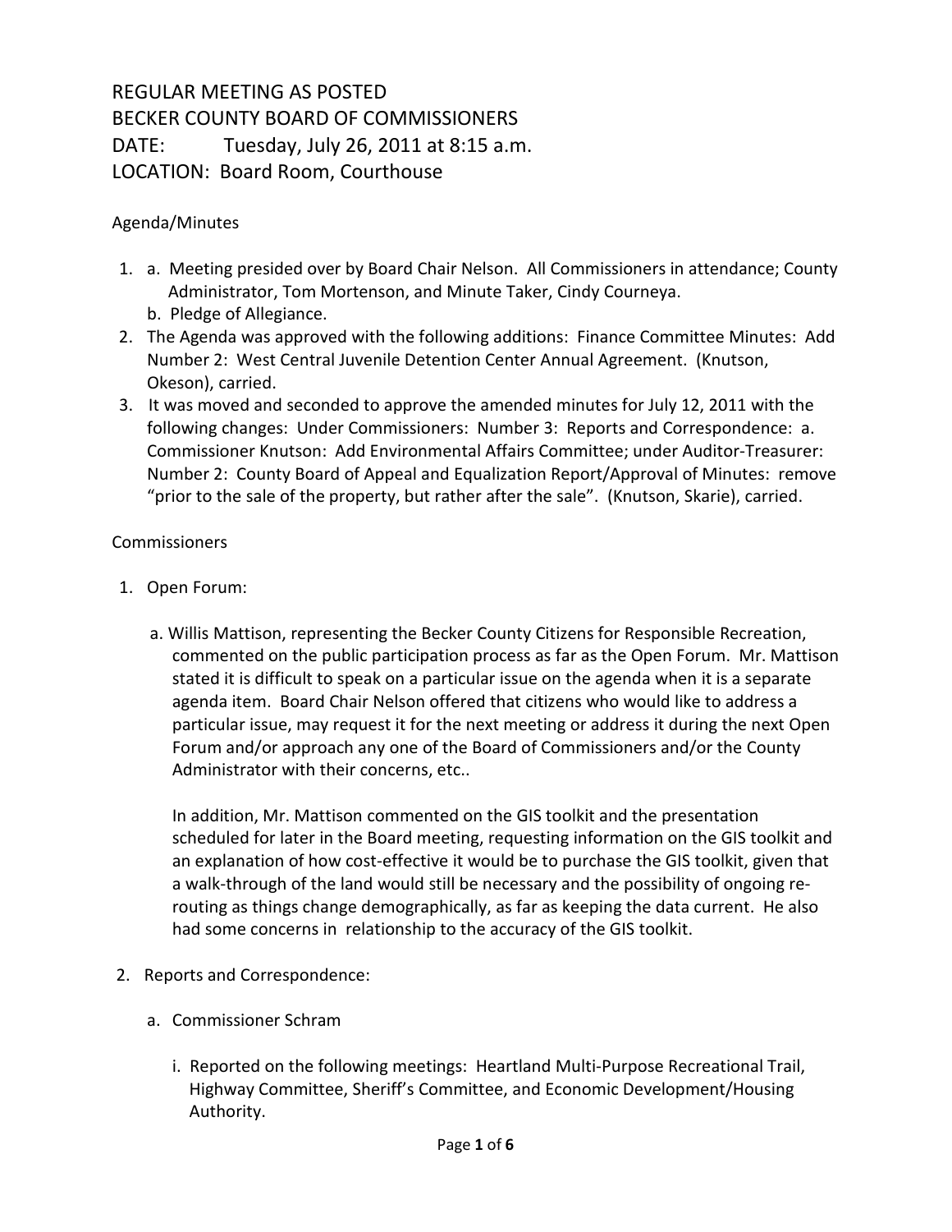# REGULAR MEETING AS POSTED
# BECKER COUNTY BOARD OF COMMISSIONERS
# DATE: Tuesday, July 26, 2011 at 8:15 a.m.
# LOCATION: Board Room, Courthouse

Agenda/Minutes

1. a. Meeting presided over by Board Chair Nelson. All Commissioners in attendance; County Administrator, Tom Mortenson, and Minute Taker, Cindy Courneya.
   b. Pledge of Allegiance.
2. The Agenda was approved with the following additions: Finance Committee Minutes: Add Number 2: West Central Juvenile Detention Center Annual Agreement. (Knutson, Okeson), carried.
3. It was moved and seconded to approve the amended minutes for July 12, 2011 with the following changes: Under Commissioners: Number 3: Reports and Correspondence: a. Commissioner Knutson: Add Environmental Affairs Committee; under Auditor-Treasurer: Number 2: County Board of Appeal and Equalization Report/Approval of Minutes: remove "prior to the sale of the property, but rather after the sale". (Knutson, Skarie), carried.

Commissioners

1. Open Forum:

   a. Willis Mattison, representing the Becker County Citizens for Responsible Recreation, commented on the public participation process as far as the Open Forum. Mr. Mattison stated it is difficult to speak on a particular issue on the agenda when it is a separate agenda item. Board Chair Nelson offered that citizens who would like to address a particular issue, may request it for the next meeting or address it during the next Open Forum and/or approach any one of the Board of Commissioners and/or the County Administrator with their concerns, etc..

      In addition, Mr. Mattison commented on the GIS toolkit and the presentation scheduled for later in the Board meeting, requesting information on the GIS toolkit and an explanation of how cost-effective it would be to purchase the GIS toolkit, given that a walk-through of the land would still be necessary and the possibility of ongoing re-routing as things change demographically, as far as keeping the data current. He also had some concerns in relationship to the accuracy of the GIS toolkit.

2. Reports and Correspondence:

   a. Commissioner Schram

      i. Reported on the following meetings: Heartland Multi-Purpose Recreational Trail, Highway Committee, Sheriff's Committee, and Economic Development/Housing Authority.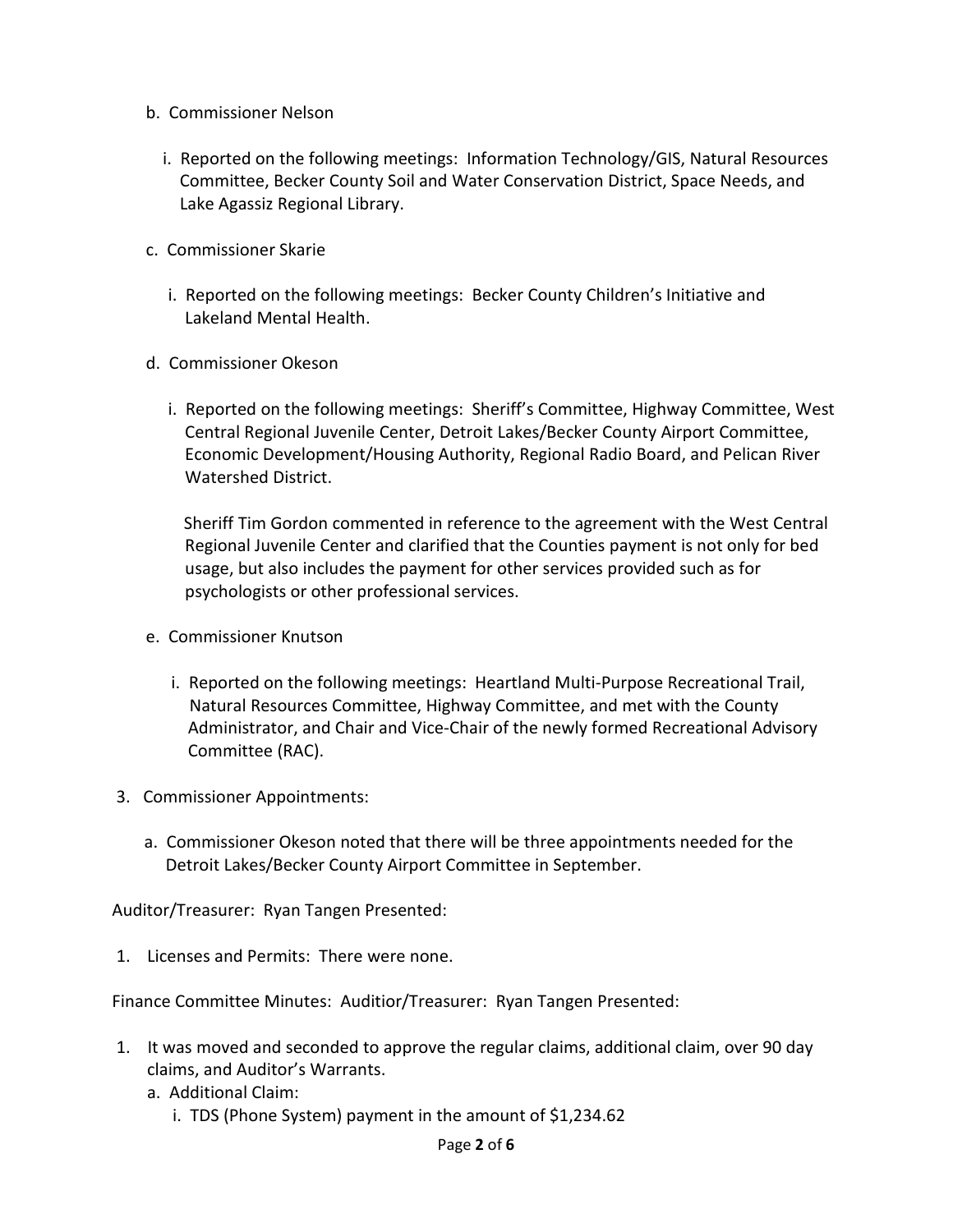b. Commissioner Nelson

   i. Reported on the following meetings: Information Technology/GIS, Natural Resources Committee, Becker County Soil and Water Conservation District, Space Needs, and Lake Agassiz Regional Library.

c. Commissioner Skarie

   i. Reported on the following meetings: Becker County Children's Initiative and Lakeland Mental Health.

d. Commissioner Okeson

   i. Reported on the following meetings: Sheriff's Committee, Highway Committee, West Central Regional Juvenile Center, Detroit Lakes/Becker County Airport Committee, Economic Development/Housing Authority, Regional Radio Board, and Pelican River Watershed District.

   Sheriff Tim Gordon commented in reference to the agreement with the West Central Regional Juvenile Center and clarified that the Counties payment is not only for bed usage, but also includes the payment for other services provided such as for psychologists or other professional services.

e. Commissioner Knutson

   i. Reported on the following meetings: Heartland Multi-Purpose Recreational Trail, Natural Resources Committee, Highway Committee, and met with the County Administrator, and Chair and Vice-Chair of the newly formed Recreational Advisory Committee (RAC).

3. Commissioner Appointments:

   a. Commissioner Okeson noted that there will be three appointments needed for the Detroit Lakes/Becker County Airport Committee in September.

Auditor/Treasurer: Ryan Tangen Presented:

1. Licenses and Permits: There were none.

Finance Committee Minutes: Auditior/Treasurer: Ryan Tangen Presented:

1. It was moved and seconded to approve the regular claims, additional claim, over 90 day claims, and Auditor's Warrants.
   a. Additional Claim:
      i. TDS (Phone System) payment in the amount of $1,234.62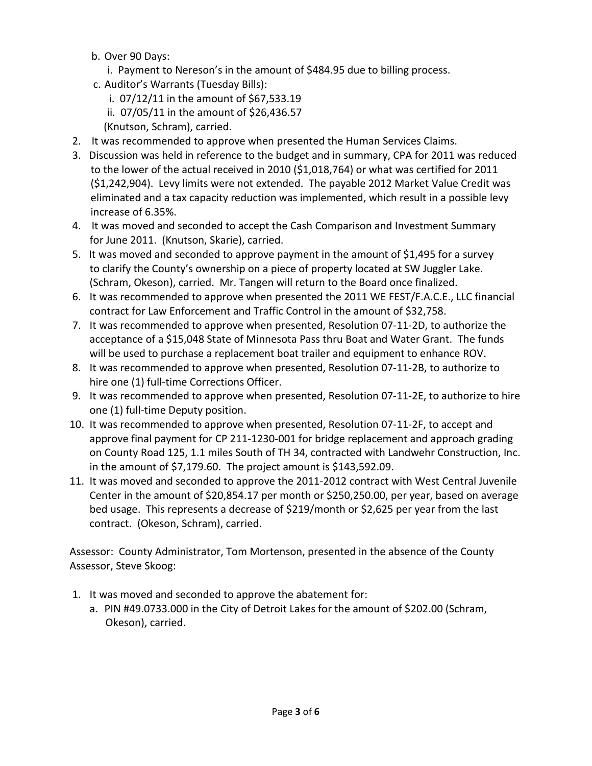b. Over 90 Days:
   i. Payment to Nereson's in the amount of $484.95 due to billing process.

c. Auditor's Warrants (Tuesday Bills):
   i. 07/12/11 in the amount of $67,533.19
   ii. 07/05/11 in the amount of $26,436.57
   (Knutson, Schram), carried.

2. It was recommended to approve when presented the Human Services Claims.
3. Discussion was held in reference to the budget and in summary, CPA for 2011 was reduced to the lower of the actual received in 2010 ($1,018,764) or what was certified for 2011 ($1,242,904). Levy limits were not extended. The payable 2012 Market Value Credit was eliminated and a tax capacity reduction was implemented, which result in a possible levy increase of 6.35%.
4. It was moved and seconded to accept the Cash Comparison and Investment Summary for June 2011. (Knutson, Skarie), carried.
5. It was moved and seconded to approve payment in the amount of $1,495 for a survey to clarify the County's ownership on a piece of property located at SW Juggler Lake. (Schram, Okeson), carried. Mr. Tangen will return to the Board once finalized.
6. It was recommended to approve when presented the 2011 WE FEST/F.A.C.E., LLC financial contract for Law Enforcement and Traffic Control in the amount of $32,758.
7. It was recommended to approve when presented, Resolution 07-11-2D, to authorize the acceptance of a $15,048 State of Minnesota Pass thru Boat and Water Grant. The funds will be used to purchase a replacement boat trailer and equipment to enhance ROV.
8. It was recommended to approve when presented, Resolution 07-11-2B, to authorize to hire one (1) full-time Corrections Officer.
9. It was recommended to approve when presented, Resolution 07-11-2E, to authorize to hire one (1) full-time Deputy position.
10. It was recommended to approve when presented, Resolution 07-11-2F, to accept and approve final payment for CP 211-1230-001 for bridge replacement and approach grading on County Road 125, 1.1 miles South of TH 34, contracted with Landwehr Construction, Inc. in the amount of $7,179.60. The project amount is $143,592.09.
11. It was moved and seconded to approve the 2011-2012 contract with West Central Juvenile Center in the amount of $20,854.17 per month or $250,250.00, per year, based on average bed usage. This represents a decrease of $219/month or $2,625 per year from the last contract. (Okeson, Schram), carried.

Assessor: County Administrator, Tom Mortenson, presented in the absence of the County Assessor, Steve Skoog:

1. It was moved and seconded to approve the abatement for:
   a. PIN #49.0733.000 in the City of Detroit Lakes for the amount of $202.00 (Schram, Okeson), carried.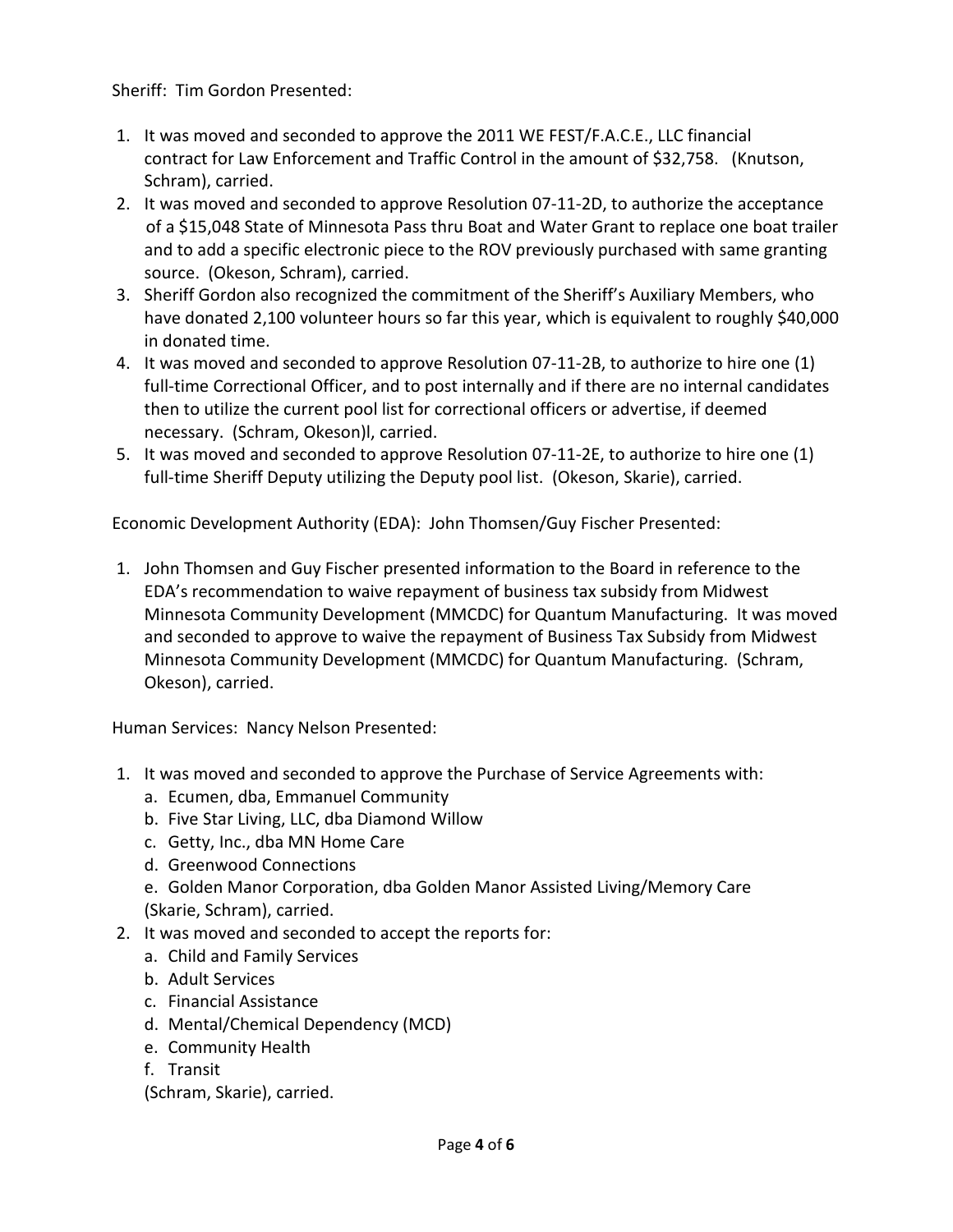Sheriff: Tim Gordon Presented:

1. It was moved and seconded to approve the 2011 WE FEST/F.A.C.E., LLC financial contract for Law Enforcement and Traffic Control in the amount of $32,758. (Knutson, Schram), carried.
2. It was moved and seconded to approve Resolution 07-11-2D, to authorize the acceptance of a $15,048 State of Minnesota Pass thru Boat and Water Grant to replace one boat trailer and to add a specific electronic piece to the ROV previously purchased with same granting source. (Okeson, Schram), carried.
3. Sheriff Gordon also recognized the commitment of the Sheriff's Auxiliary Members, who have donated 2,100 volunteer hours so far this year, which is equivalent to roughly $40,000 in donated time.
4. It was moved and seconded to approve Resolution 07-11-2B, to authorize to hire one (1) full-time Correctional Officer, and to post internally and if there are no internal candidates then to utilize the current pool list for correctional officers or advertise, if deemed necessary. (Schram, Okeson)l, carried.
5. It was moved and seconded to approve Resolution 07-11-2E, to authorize to hire one (1) full-time Sheriff Deputy utilizing the Deputy pool list. (Okeson, Skarie), carried.

Economic Development Authority (EDA): John Thomsen/Guy Fischer Presented:

1. John Thomsen and Guy Fischer presented information to the Board in reference to the EDA's recommendation to waive repayment of business tax subsidy from Midwest Minnesota Community Development (MMCDC) for Quantum Manufacturing. It was moved and seconded to approve to waive the repayment of Business Tax Subsidy from Midwest Minnesota Community Development (MMCDC) for Quantum Manufacturing. (Schram, Okeson), carried.

Human Services: Nancy Nelson Presented:

1. It was moved and seconded to approve the Purchase of Service Agreements with:
   a. Ecumen, dba, Emmanuel Community
   b. Five Star Living, LLC, dba Diamond Willow
   c. Getty, Inc., dba MN Home Care
   d. Greenwood Connections
   e. Golden Manor Corporation, dba Golden Manor Assisted Living/Memory Care
   (Skarie, Schram), carried.
2. It was moved and seconded to accept the reports for:
   a. Child and Family Services
   b. Adult Services
   c. Financial Assistance
   d. Mental/Chemical Dependency (MCD)
   e. Community Health
   f. Transit
   (Schram, Skarie), carried.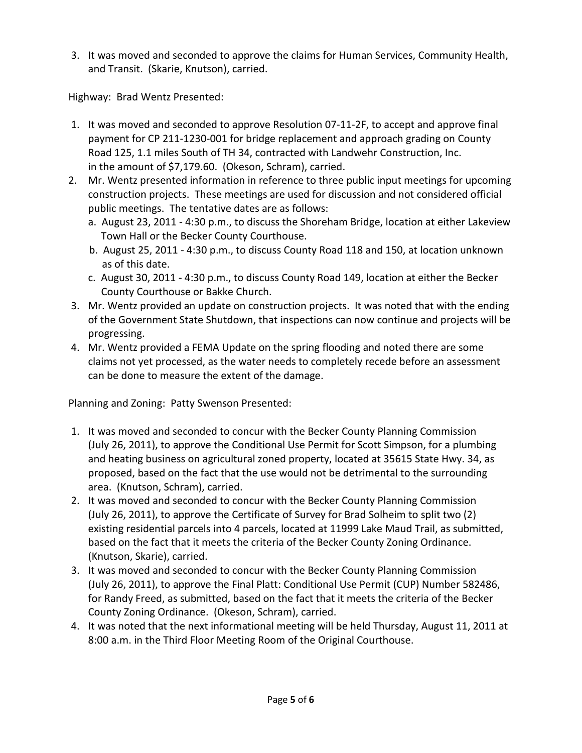3. It was moved and seconded to approve the claims for Human Services, Community Health, and Transit. (Skarie, Knutson), carried.

Highway: Brad Wentz Presented:

1. It was moved and seconded to approve Resolution 07-11-2F, to accept and approve final payment for CP 211-1230-001 for bridge replacement and approach grading on County Road 125, 1.1 miles South of TH 34, contracted with Landwehr Construction, Inc. in the amount of $7,179.60. (Okeson, Schram), carried.
2. Mr. Wentz presented information in reference to three public input meetings for upcoming construction projects. These meetings are used for discussion and not considered official public meetings. The tentative dates are as follows:
   a. August 23, 2011 - 4:30 p.m., to discuss the Shoreham Bridge, location at either Lakeview Town Hall or the Becker County Courthouse.
   b. August 25, 2011 - 4:30 p.m., to discuss County Road 118 and 150, at location unknown as of this date.
   c. August 30, 2011 - 4:30 p.m., to discuss County Road 149, location at either the Becker County Courthouse or Bakke Church.
3. Mr. Wentz provided an update on construction projects. It was noted that with the ending of the Government State Shutdown, that inspections can now continue and projects will be progressing.
4. Mr. Wentz provided a FEMA Update on the spring flooding and noted there are some claims not yet processed, as the water needs to completely recede before an assessment can be done to measure the extent of the damage.

Planning and Zoning: Patty Swenson Presented:

1. It was moved and seconded to concur with the Becker County Planning Commission (July 26, 2011), to approve the Conditional Use Permit for Scott Simpson, for a plumbing and heating business on agricultural zoned property, located at 35615 State Hwy. 34, as proposed, based on the fact that the use would not be detrimental to the surrounding area. (Knutson, Schram), carried.
2. It was moved and seconded to concur with the Becker County Planning Commission (July 26, 2011), to approve the Certificate of Survey for Brad Solheim to split two (2) existing residential parcels into 4 parcels, located at 11999 Lake Maud Trail, as submitted, based on the fact that it meets the criteria of the Becker County Zoning Ordinance. (Knutson, Skarie), carried.
3. It was moved and seconded to concur with the Becker County Planning Commission (July 26, 2011), to approve the Final Platt: Conditional Use Permit (CUP) Number 582486, for Randy Freed, as submitted, based on the fact that it meets the criteria of the Becker County Zoning Ordinance. (Okeson, Schram), carried.
4. It was noted that the next informational meeting will be held Thursday, August 11, 2011 at 8:00 a.m. in the Third Floor Meeting Room of the Original Courthouse.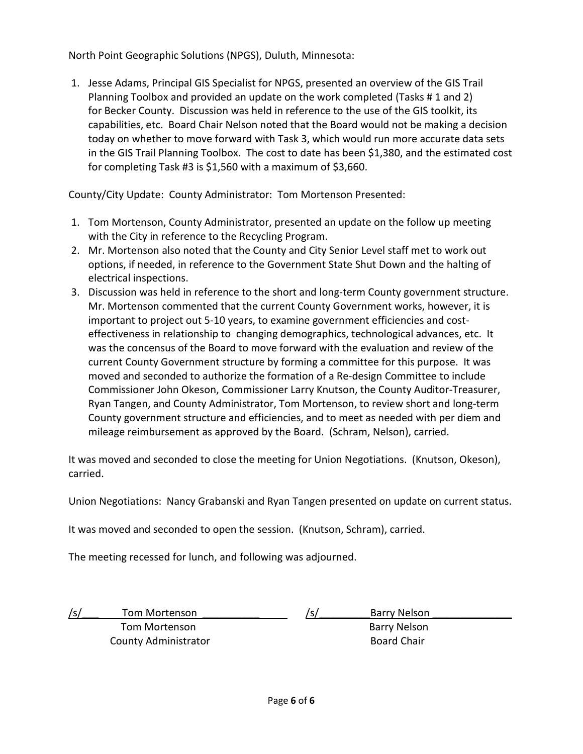North Point Geographic Solutions (NPGS), Duluth, Minnesota:

1. Jesse Adams, Principal GIS Specialist for NPGS, presented an overview of the GIS Trail Planning Toolbox and provided an update on the work completed (Tasks # 1 and 2) for Becker County. Discussion was held in reference to the use of the GIS toolkit, its capabilities, etc. Board Chair Nelson noted that the Board would not be making a decision today on whether to move forward with Task 3, which would run more accurate data sets in the GIS Trail Planning Toolbox. The cost to date has been $1,380, and the estimated cost for completing Task #3 is $1,560 with a maximum of $3,660.

County/City Update: County Administrator: Tom Mortenson Presented:

1. Tom Mortenson, County Administrator, presented an update on the follow up meeting with the City in reference to the Recycling Program.
2. Mr. Mortenson also noted that the County and City Senior Level staff met to work out options, if needed, in reference to the Government State Shut Down and the halting of electrical inspections.
3. Discussion was held in reference to the short and long-term County government structure. Mr. Mortenson commented that the current County Government works, however, it is important to project out 5-10 years, to examine government efficiencies and cost-effectiveness in relationship to changing demographics, technological advances, etc. It was the concensus of the Board to move forward with the evaluation and review of the current County Government structure by forming a committee for this purpose. It was moved and seconded to authorize the formation of a Re-design Committee to include Commissioner John Okeson, Commissioner Larry Knutson, the County Auditor-Treasurer, Ryan Tangen, and County Administrator, Tom Mortenson, to review short and long-term County government structure and efficiencies, and to meet as needed with per diem and mileage reimbursement as approved by the Board. (Schram, Nelson), carried.

It was moved and seconded to close the meeting for Union Negotiations. (Knutson, Okeson), carried.

Union Negotiations: Nancy Grabanski and Ryan Tangen presented on update on current status.

It was moved and seconded to open the session. (Knutson, Schram), carried.

The meeting recessed for lunch, and following was adjourned.

/s/ Tom Mortenson
Tom Mortenson
County Administrator

/s/ Barry Nelson
Barry Nelson
Board Chair